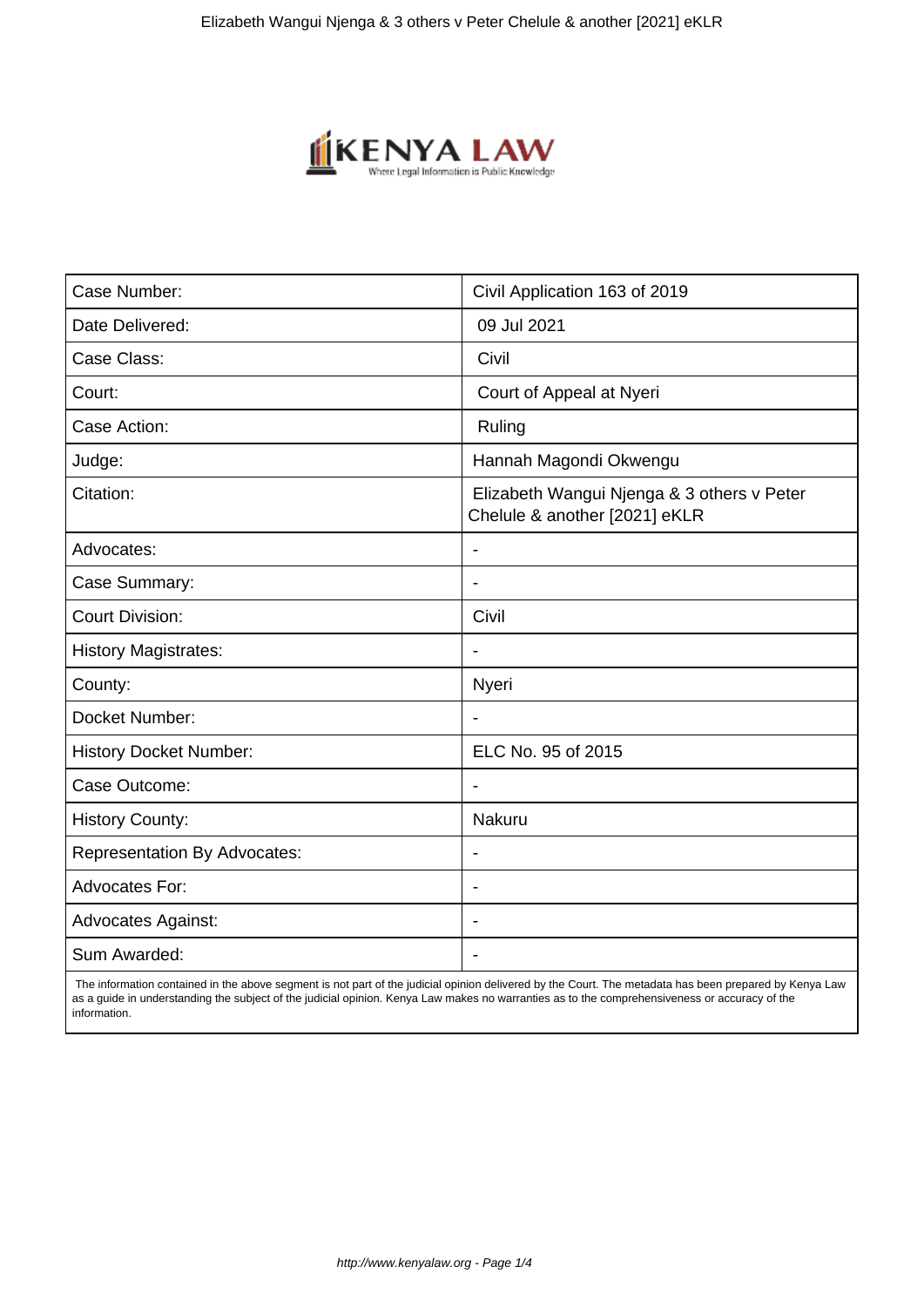| Case Number: | Civil Application 163 of 2019 |
|---|---|
| Date Delivered: | 09 Jul 2021 |
| Case Class: | Civil |
| Court: | Court of Appeal at Nyeri |
| Case Action: | Ruling |
| Judge: | Hannah Magondi Okwengu |
| Citation: | Elizabeth Wangui Njenga & 3 others v Peter Chelule & another [2021] eKLR |
| Advocates: | - |
| Case Summary: | - |
| Court Division: | Civil |
| History Magistrates: | - |
| County: | Nyeri |
| Docket Number: | - |
| History Docket Number: | ELC No. 95 of 2015 |
| Case Outcome: | - |
| History County: | Nakuru |
| Representation By Advocates: | - |
| Advocates For: | - |
| Advocates Against: | - |
| Sum Awarded: | - |

The information contained in the above segment is not part of the judicial opinion delivered by the Court. The metadata has been prepared by Kenya Law as a guide in understanding the subject of the judicial opinion. Kenya Law makes no warranties as to the comprehensiveness or accuracy of the information.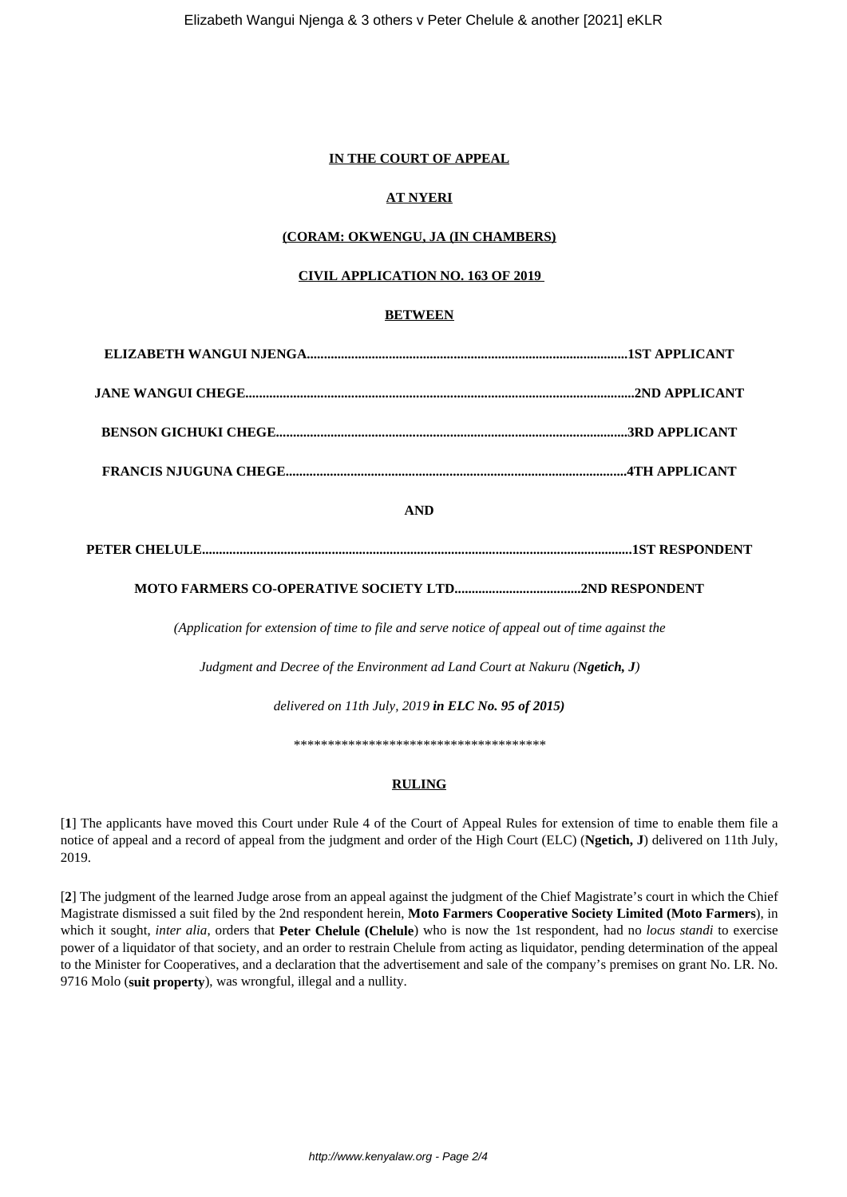**IN THE COURT OF APPEAL**

**AT NYERI**

**(CORAM: OKWENGU, JA (IN CHAMBERS)**

**CIVIL APPLICATION NO. 163 OF 2019**

**BETWEEN**

**ELIZABETH WANGUI NJENGA..............................................................................................1ST APPLICANT**

**JANE WANGUI CHEGE..................................................................................................................2ND APPLICANT**

**BENSON GICHUKI CHEGE.......................................................................................................3RD APPLICANT**

**FRANCIS NJUGUNA CHEGE...................................................................................................4TH APPLICANT**

**AND**

**PETER CHELULE.............................................................................................................................1ST RESPONDENT**

**MOTO FARMERS CO-OPERATIVE SOCIETY LTD.....................................2ND RESPONDENT**

*(Application for extension of time to file and serve notice of appeal out of time against the*

*Judgment and Decree of the Environment ad Land Court at Nakuru (**Ngetich, J**)*

*delivered on 11th July, 2019 **in ELC No. 95 of 2015)***

**************************************

**RULING**

[**1**] The applicants have moved this Court under Rule 4 of the Court of Appeal Rules for extension of time to enable them file a notice of appeal and a record of appeal from the judgment and order of the High Court (ELC) (**Ngetich, J**) delivered on 11th July, 2019.

[**2**] The judgment of the learned Judge arose from an appeal against the judgment of the Chief Magistrate's court in which the Chief Magistrate dismissed a suit filed by the 2nd respondent herein, **Moto Farmers Cooperative Society Limited (Moto Farmers**), in which it sought, *inter alia*, orders that **Peter Chelule (Chelule**) who is now the 1st respondent, had no *locus standi* to exercise power of a liquidator of that society, and an order to restrain Chelule from acting as liquidator, pending determination of the appeal to the Minister for Cooperatives, and a declaration that the advertisement and sale of the company's premises on grant No. LR. No. 9716 Molo (**suit property**), was wrongful, illegal and a nullity.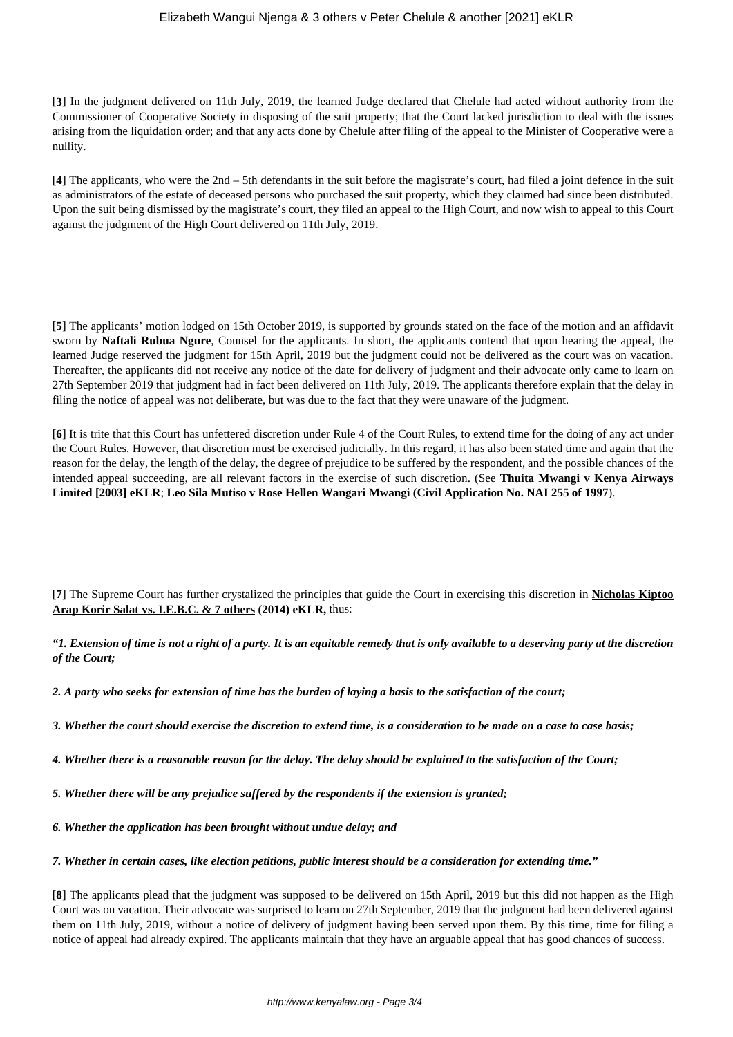[**3**] In the judgment delivered on 11th July, 2019, the learned Judge declared that Chelule had acted without authority from the Commissioner of Cooperative Society in disposing of the suit property; that the Court lacked jurisdiction to deal with the issues arising from the liquidation order; and that any acts done by Chelule after filing of the appeal to the Minister of Cooperative were a nullity.

[**4**] The applicants, who were the 2nd – 5th defendants in the suit before the magistrate's court, had filed a joint defence in the suit as administrators of the estate of deceased persons who purchased the suit property, which they claimed had since been distributed. Upon the suit being dismissed by the magistrate's court, they filed an appeal to the High Court, and now wish to appeal to this Court against the judgment of the High Court delivered on 11th July, 2019.

[**5**] The applicants' motion lodged on 15th October 2019, is supported by grounds stated on the face of the motion and an affidavit sworn by **Naftali Rubua Ngure**, Counsel for the applicants. In short, the applicants contend that upon hearing the appeal, the learned Judge reserved the judgment for 15th April, 2019 but the judgment could not be delivered as the court was on vacation. Thereafter, the applicants did not receive any notice of the date for delivery of judgment and their advocate only came to learn on 27th September 2019 that judgment had in fact been delivered on 11th July, 2019. The applicants therefore explain that the delay in filing the notice of appeal was not deliberate, but was due to the fact that they were unaware of the judgment.

[**6**] It is trite that this Court has unfettered discretion under Rule 4 of the Court Rules, to extend time for the doing of any act under the Court Rules. However, that discretion must be exercised judicially. In this regard, it has also been stated time and again that the reason for the delay, the length of the delay, the degree of prejudice to be suffered by the respondent, and the possible chances of the intended appeal succeeding, are all relevant factors in the exercise of such discretion. (See **Thuita Mwangi v Kenya Airways Limited [2003] eKLR**; **Leo Sila Mutiso v Rose Hellen Wangari Mwangi (Civil Application No. NAI 255 of 1997**).

[**7**] The Supreme Court has further crystalized the principles that guide the Court in exercising this discretion in **Nicholas Kiptoo Arap Korir Salat vs. I.E.B.C. & 7 others (2014) eKLR,** thus:

***"1. Extension of time is not a right of a party. It is an equitable remedy that is only available to a deserving party at the discretion of the Court;***

***2. A party who seeks for extension of time has the burden of laying a basis to the satisfaction of the court;***

***3. Whether the court should exercise the discretion to extend time, is a consideration to be made on a case to case basis;***

***4. Whether there is a reasonable reason for the delay. The delay should be explained to the satisfaction of the Court;***

***5. Whether there will be any prejudice suffered by the respondents if the extension is granted;***

***6. Whether the application has been brought without undue delay; and***

***7. Whether in certain cases, like election petitions, public interest should be a consideration for extending time."***

[**8**] The applicants plead that the judgment was supposed to be delivered on 15th April, 2019 but this did not happen as the High Court was on vacation. Their advocate was surprised to learn on 27th September, 2019 that the judgment had been delivered against them on 11th July, 2019, without a notice of delivery of judgment having been served upon them. By this time, time for filing a notice of appeal had already expired. The applicants maintain that they have an arguable appeal that has good chances of success.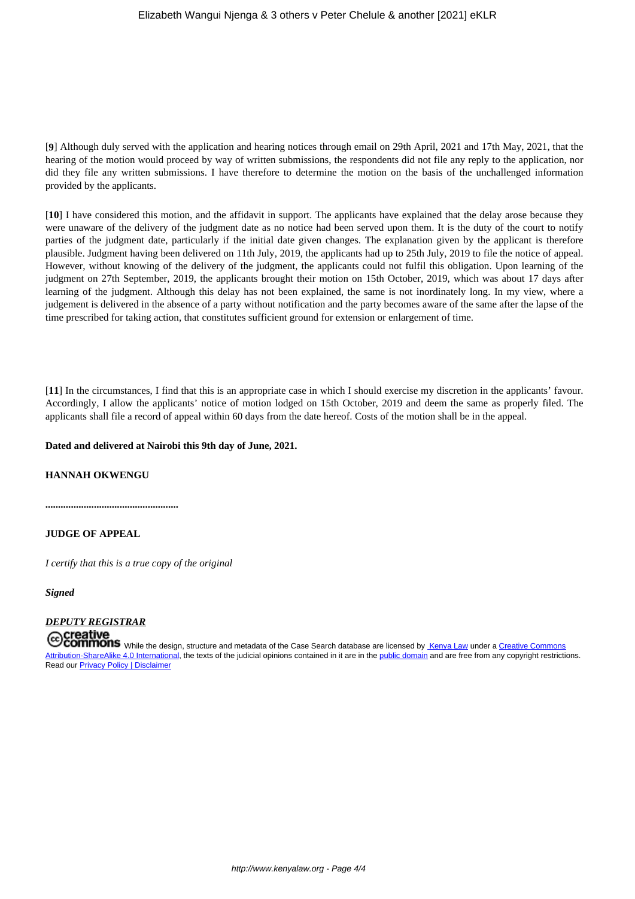[**9**] Although duly served with the application and hearing notices through email on 29th April, 2021 and 17th May, 2021, that the hearing of the motion would proceed by way of written submissions, the respondents did not file any reply to the application, nor did they file any written submissions. I have therefore to determine the motion on the basis of the unchallenged information provided by the applicants.

[**10**] I have considered this motion, and the affidavit in support. The applicants have explained that the delay arose because they were unaware of the delivery of the judgment date as no notice had been served upon them. It is the duty of the court to notify parties of the judgment date, particularly if the initial date given changes. The explanation given by the applicant is therefore plausible. Judgment having been delivered on 11th July, 2019, the applicants had up to 25th July, 2019 to file the notice of appeal. However, without knowing of the delivery of the judgment, the applicants could not fulfil this obligation. Upon learning of the judgment on 27th September, 2019, the applicants brought their motion on 15th October, 2019, which was about 17 days after learning of the judgment. Although this delay has not been explained, the same is not inordinately long. In my view, where a judgement is delivered in the absence of a party without notification and the party becomes aware of the same after the lapse of the time prescribed for taking action, that constitutes sufficient ground for extension or enlargement of time.

[**11**] In the circumstances, I find that this is an appropriate case in which I should exercise my discretion in the applicants' favour. Accordingly, I allow the applicants' notice of motion lodged on 15th October, 2019 and deem the same as properly filed. The applicants shall file a record of appeal within 60 days from the date hereof. Costs of the motion shall be in the appeal.

**Dated and delivered at Nairobi this 9th day of June, 2021.**

**HANNAH OKWENGU**

**....................................................**

**JUDGE OF APPEAL**

*I certify that this is a true copy of the original*

***Signed***

***DEPUTY REGISTRAR***

While the design, structure and metadata of the Case Search database are licensed by Kenya Law under a Creative Commons Attribution-ShareAlike 4.0 International, the texts of the judicial opinions contained in it are in the public domain and are free from any copyright restrictions. Read our Privacy Policy | Disclaimer